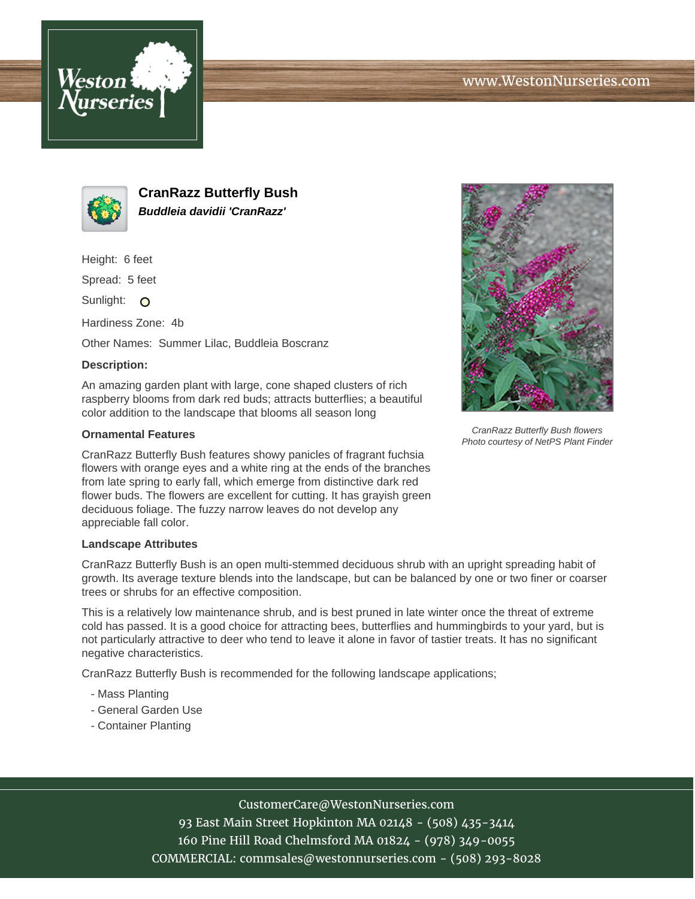Weston Nurseries

www.WestonNurseries.com

## CranRazz Butterfly Bush

***Buddleia davidii 'CranRazz'***

Height: 6 feet

Spread: 5 feet

Sunlight:

Hardiness Zone: 4b

Other Names: Summer Lilac, Buddleia Boscranz

**Description:**

An amazing garden plant with large, cone shaped clusters of rich raspberry blooms from dark red buds; attracts butterflies; a beautiful color addition to the landscape that blooms all season long

*CranRazz Butterfly Bush flowers*
*Photo courtesy of NetPS Plant Finder*

**Ornamental Features**

CranRazz Butterfly Bush features showy panicles of fragrant fuchsia flowers with orange eyes and a white ring at the ends of the branches from late spring to early fall, which emerge from distinctive dark red flower buds. The flowers are excellent for cutting. It has grayish green deciduous foliage. The fuzzy narrow leaves do not develop any appreciable fall color.

**Landscape Attributes**

CranRazz Butterfly Bush is an open multi-stemmed deciduous shrub with an upright spreading habit of growth. Its average texture blends into the landscape, but can be balanced by one or two finer or coarser trees or shrubs for an effective composition.

This is a relatively low maintenance shrub, and is best pruned in late winter once the threat of extreme cold has passed. It is a good choice for attracting bees, butterflies and hummingbirds to your yard, but is not particularly attractive to deer who tend to leave it alone in favor of tastier treats. It has no significant negative characteristics.

CranRazz Butterfly Bush is recommended for the following landscape applications;

- Mass Planting
- General Garden Use
- Container Planting

CustomerCare@WestonNurseries.com
93 East Main Street Hopkinton MA 02148 - (508) 435-3414
160 Pine Hill Road Chelmsford MA 01824 - (978) 349-0055
COMMERCIAL: commsales@westonnurseries.com - (508) 293-8028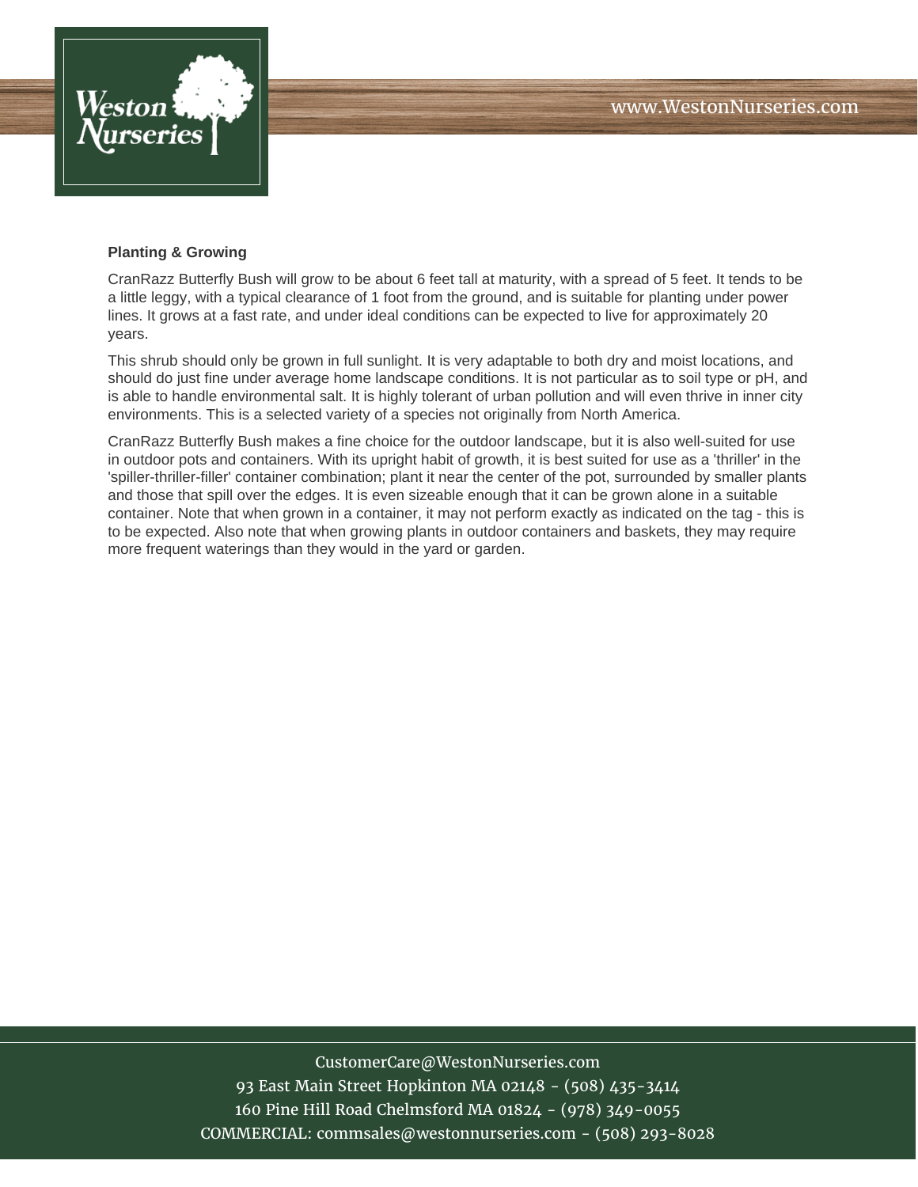**Planting & Growing**

CranRazz Butterfly Bush will grow to be about 6 feet tall at maturity, with a spread of 5 feet. It tends to be a little leggy, with a typical clearance of 1 foot from the ground, and is suitable for planting under power lines. It grows at a fast rate, and under ideal conditions can be expected to live for approximately 20 years.

This shrub should only be grown in full sunlight. It is very adaptable to both dry and moist locations, and should do just fine under average home landscape conditions. It is not particular as to soil type or pH, and is able to handle environmental salt. It is highly tolerant of urban pollution and will even thrive in inner city environments. This is a selected variety of a species not originally from North America.

CranRazz Butterfly Bush makes a fine choice for the outdoor landscape, but it is also well-suited for use in outdoor pots and containers. With its upright habit of growth, it is best suited for use as a 'thriller' in the 'spiller-thriller-filler' container combination; plant it near the center of the pot, surrounded by smaller plants and those that spill over the edges. It is even sizeable enough that it can be grown alone in a suitable container. Note that when grown in a container, it may not perform exactly as indicated on the tag - this is to be expected. Also note that when growing plants in outdoor containers and baskets, they may require more frequent waterings than they would in the yard or garden.